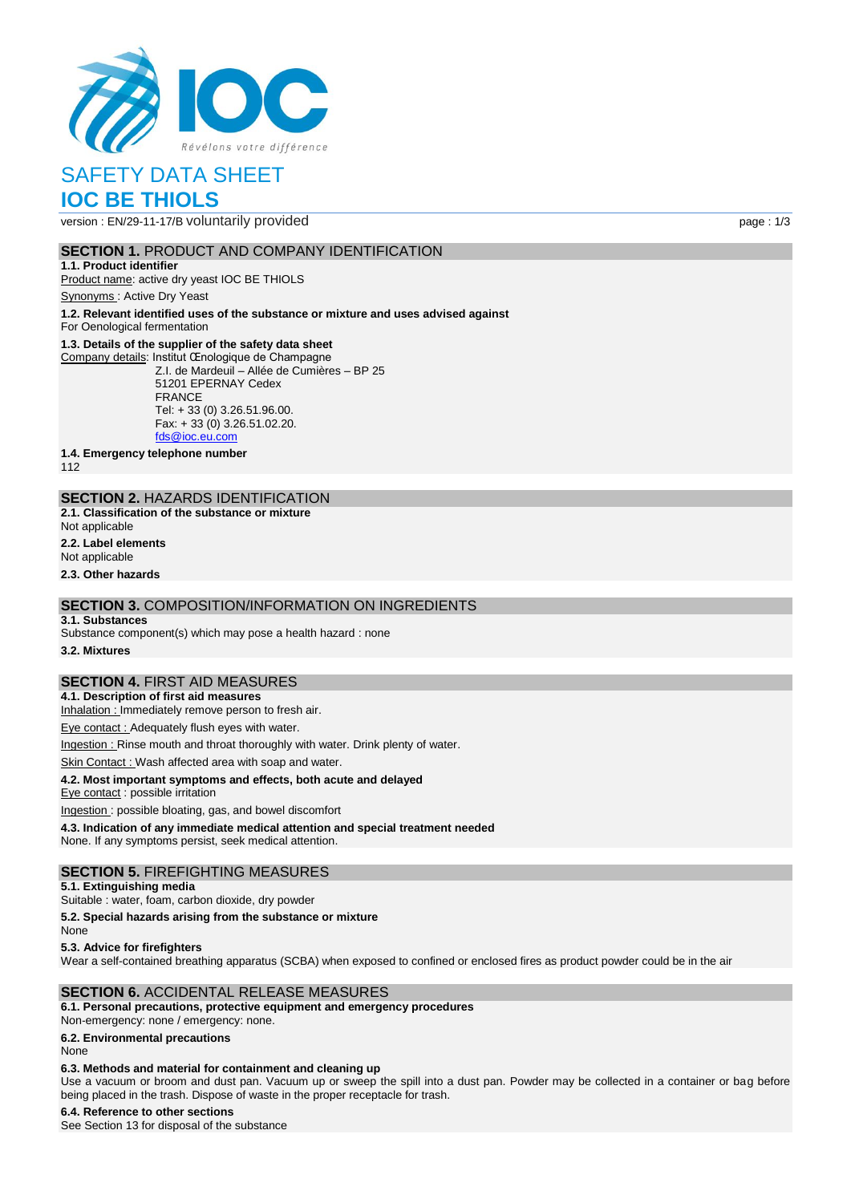Révélons votre différence

# SAFETY DATA SHEET

# IOC BE THIOLS

version : EN/29-11-17/B voluntarily provided

## SECTION 1. PRODUCT AND COMPANY IDENTIFICATION

**1.1. Product identifier**

Product name: active dry yeast IOC BE THIOLS

Synonyms : Active Dry Yeast

**1.2. Relevant identified uses of the substance or mixture and uses advised against**

For Oenological fermentation

**1.3. Details of the supplier of the safety data sheet**

Company details: Institut Œnologique de Champagne
Z.I. de Mardeuil – Allée de Cumières – BP 25
51201 EPERNAY Cedex
FRANCE
Tel: + 33 (0) 3.26.51.96.00.
Fax: + 33 (0) 3.26.51.02.20.
fds@ioc.eu.com

**1.4. Emergency telephone number**

112

## SECTION 2. HAZARDS IDENTIFICATION

**2.1. Classification of the substance or mixture**

Not applicable

**2.2. Label elements**

Not applicable

**2.3. Other hazards**

## SECTION 3. COMPOSITION/INFORMATION ON INGREDIENTS

**3.1. Substances**

Substance component(s) which may pose a health hazard : none

**3.2. Mixtures**

## SECTION 4. FIRST AID MEASURES

**4.1. Description of first aid measures**

Inhalation : Immediately remove person to fresh air.

Eye contact : Adequately flush eyes with water.

Ingestion : Rinse mouth and throat thoroughly with water. Drink plenty of water.

Skin Contact : Wash affected area with soap and water.

**4.2. Most important symptoms and effects, both acute and delayed**

Eye contact : possible irritation

Ingestion : possible bloating, gas, and bowel discomfort

**4.3. Indication of any immediate medical attention and special treatment needed**

None. If any symptoms persist, seek medical attention.

## SECTION 5. FIREFIGHTING MEASURES

**5.1. Extinguishing media**

Suitable : water, foam, carbon dioxide, dry powder

**5.2. Special hazards arising from the substance or mixture**

None

**5.3. Advice for firefighters**

Wear a self-contained breathing apparatus (SCBA) when exposed to confined or enclosed fires as product powder could be in the air

## SECTION 6. ACCIDENTAL RELEASE MEASURES

**6.1. Personal precautions, protective equipment and emergency procedures**

Non-emergency: none / emergency: none.

**6.2. Environmental precautions**

None

**6.3. Methods and material for containment and cleaning up**

Use a vacuum or broom and dust pan. Vacuum up or sweep the spill into a dust pan. Powder may be collected in a container or bag before being placed in the trash. Dispose of waste in the proper receptacle for trash.

**6.4. Reference to other sections**

See Section 13 for disposal of the substance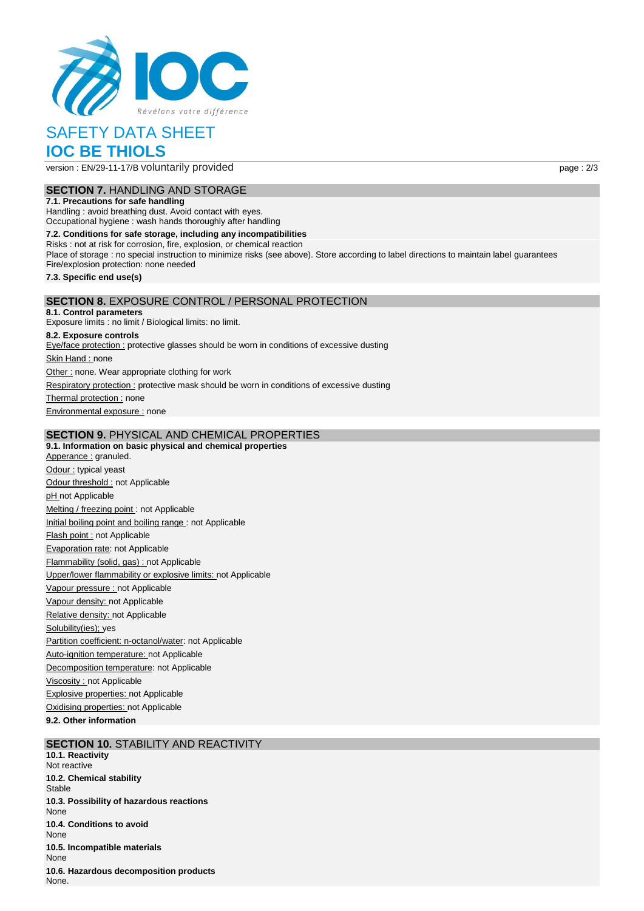# SAFETY DATA SHEET

# IOC BE THIOLS

version : EN/29-11-17/B voluntarily provided

## SECTION 7. HANDLING AND STORAGE

**7.1. Precautions for safe handling**

Handling : avoid breathing dust. Avoid contact with eyes.

Occupational hygiene : wash hands thoroughly after handling

**7.2. Conditions for safe storage, including any incompatibilities**

Risks : not at risk for corrosion, fire, explosion, or chemical reaction

Place of storage : no special instruction to minimize risks (see above). Store according to label directions to maintain label guarantees

Fire/explosion protection: none needed

**7.3. Specific end use(s)**

## SECTION 8. EXPOSURE CONTROL / PERSONAL PROTECTION

**8.1. Control parameters**

Exposure limits : no limit / Biological limits: no limit.

**8.2. Exposure controls**

Eye/face protection : protective glasses should be worn in conditions of excessive dusting

Skin Hand : none

Other : none. Wear appropriate clothing for work

Respiratory protection : protective mask should be worn in conditions of excessive dusting

Thermal protection : none

Environmental exposure : none

## SECTION 9. PHYSICAL AND CHEMICAL PROPERTIES

**9.1. Information on basic physical and chemical properties**

Apperance : granuled.

Odour : typical yeast

Odour threshold : not Applicable

pH not Applicable

Melting / freezing point : not Applicable

Initial boiling point and boiling range : not Applicable

Flash point : not Applicable

Evaporation rate: not Applicable

Flammability (solid, gas) : not Applicable

Upper/lower flammability or explosive limits: not Applicable

Vapour pressure : not Applicable

Vapour density: not Applicable

Relative density: not Applicable

Solubility(ies); yes

Partition coefficient: n-octanol/water: not Applicable

Auto-ignition temperature: not Applicable

Decomposition temperature: not Applicable

Viscosity : not Applicable

Explosive properties: not Applicable

Oxidising properties: not Applicable

**9.2. Other information**

## SECTION 10. STABILITY AND REACTIVITY

**10.1. Reactivity**

Not reactive

**10.2. Chemical stability**

Stable

**10.3. Possibility of hazardous reactions**

None

**10.4. Conditions to avoid**

None

**10.5. Incompatible materials**

None

**10.6. Hazardous decomposition products**

None.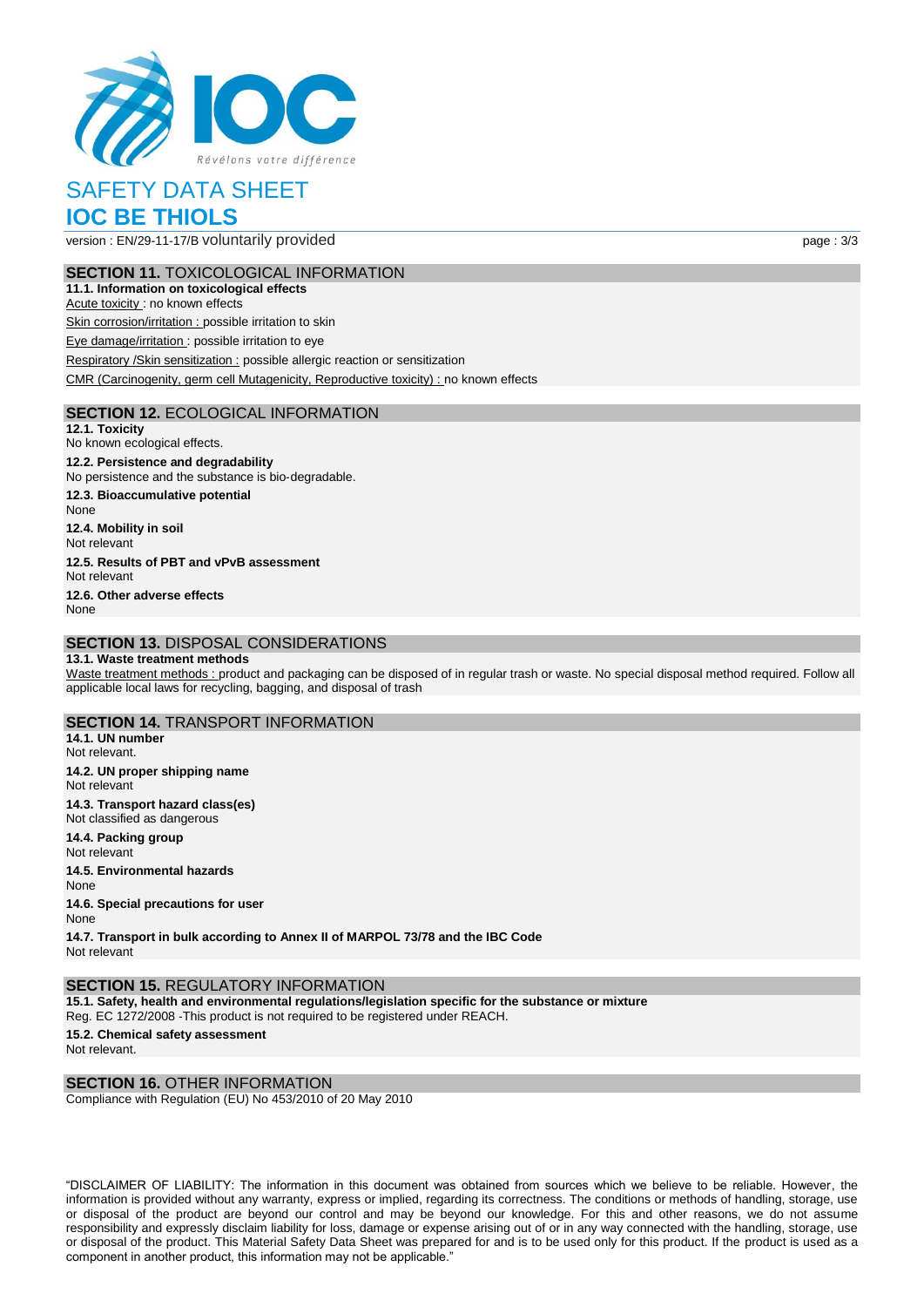# SAFETY DATA SHEET

# IOC BE THIOLS

version : EN/29-11-17/B voluntarily provided

## SECTION 11. TOXICOLOGICAL INFORMATION

**11.1. Information on toxicological effects**

Acute toxicity : no known effects

Skin corrosion/irritation : possible irritation to skin

Eye damage/irritation : possible irritation to eye

Respiratory /Skin sensitization : possible allergic reaction or sensitization

CMR (Carcinogenity, germ cell Mutagenicity, Reproductive toxicity) : no known effects

## SECTION 12. ECOLOGICAL INFORMATION

**12.1. Toxicity**

No known ecological effects.

**12.2. Persistence and degradability**

No persistence and the substance is bio-degradable.

**12.3. Bioaccumulative potential**

None

**12.4. Mobility in soil**

Not relevant

**12.5. Results of PBT and vPvB assessment**

Not relevant

**12.6. Other adverse effects**

None

## SECTION 13. DISPOSAL CONSIDERATIONS

**13.1. Waste treatment methods**

Waste treatment methods : product and packaging can be disposed of in regular trash or waste. No special disposal method required. Follow all applicable local laws for recycling, bagging, and disposal of trash

## SECTION 14. TRANSPORT INFORMATION

**14.1. UN number**

Not relevant.

**14.2. UN proper shipping name**

Not relevant

**14.3. Transport hazard class(es)**

Not classified as dangerous

**14.4. Packing group**

Not relevant

**14.5. Environmental hazards**

None

**14.6. Special precautions for user**

None

**14.7. Transport in bulk according to Annex II of MARPOL 73/78 and the IBC Code**

Not relevant

## SECTION 15. REGULATORY INFORMATION

**15.1. Safety, health and environmental regulations/legislation specific for the substance or mixture**

Reg. EC 1272/2008 -This product is not required to be registered under REACH.

**15.2. Chemical safety assessment**

Not relevant.

## SECTION 16. OTHER INFORMATION

Compliance with Regulation (EU) No 453/2010 of 20 May 2010

"DISCLAIMER OF LIABILITY: The information in this document was obtained from sources which we believe to be reliable. However, the information is provided without any warranty, express or implied, regarding its correctness. The conditions or methods of handling, storage, use or disposal of the product are beyond our control and may be beyond our knowledge. For this and other reasons, we do not assume responsibility and expressly disclaim liability for loss, damage or expense arising out of or in any way connected with the handling, storage, use or disposal of the product. This Material Safety Data Sheet was prepared for and is to be used only for this product. If the product is used as a component in another product, this information may not be applicable."